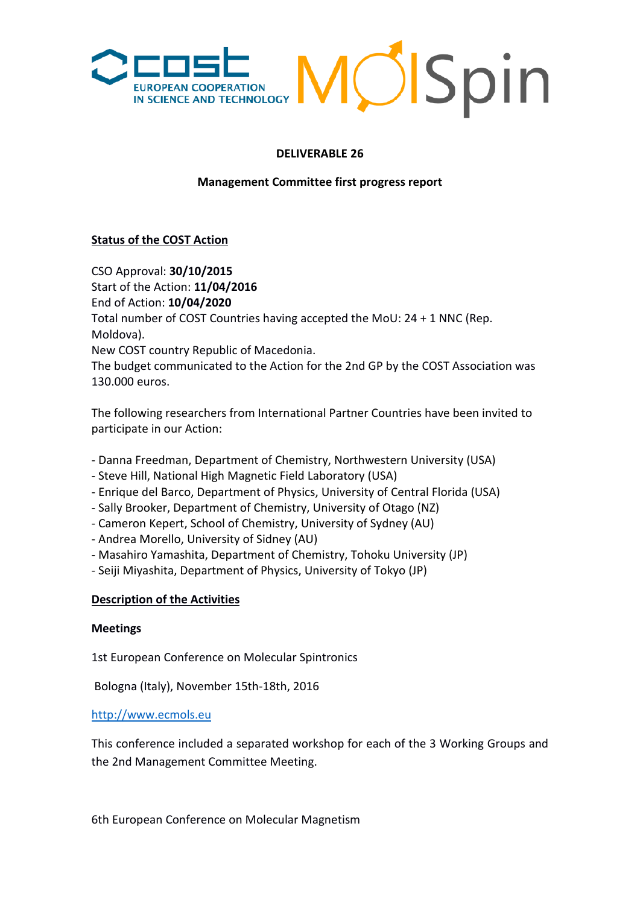**DELIVERABLE 26**

**Management Committee first progress report**

**Status of the COST Action**

CSO Approval: **30/10/2015**
Start of the Action: **11/04/2016**
End of Action: **10/04/2020**
Total number of COST Countries having accepted the MoU: 24 + 1 NNC (Rep. Moldova).
New COST country Republic of Macedonia.
The budget communicated to the Action for the 2nd GP by the COST Association was 130.000 euros.

The following researchers from International Partner Countries have been invited to participate in our Action:

- Danna Freedman, Department of Chemistry, Northwestern University (USA)
- Steve Hill, National High Magnetic Field Laboratory (USA)
- Enrique del Barco, Department of Physics, University of Central Florida (USA)
- Sally Brooker, Department of Chemistry, University of Otago (NZ)
- Cameron Kepert, School of Chemistry, University of Sydney (AU)
- Andrea Morello, University of Sidney (AU)
- Masahiro Yamashita, Department of Chemistry, Tohoku University (JP)
- Seiji Miyashita, Department of Physics, University of Tokyo (JP)

**Description of the Activities**

**Meetings**

1st European Conference on Molecular Spintronics

Bologna (Italy), November 15th-18th, 2016

http://www.ecmols.eu

This conference included a separated workshop for each of the 3 Working Groups and the 2nd Management Committee Meeting.

6th European Conference on Molecular Magnetism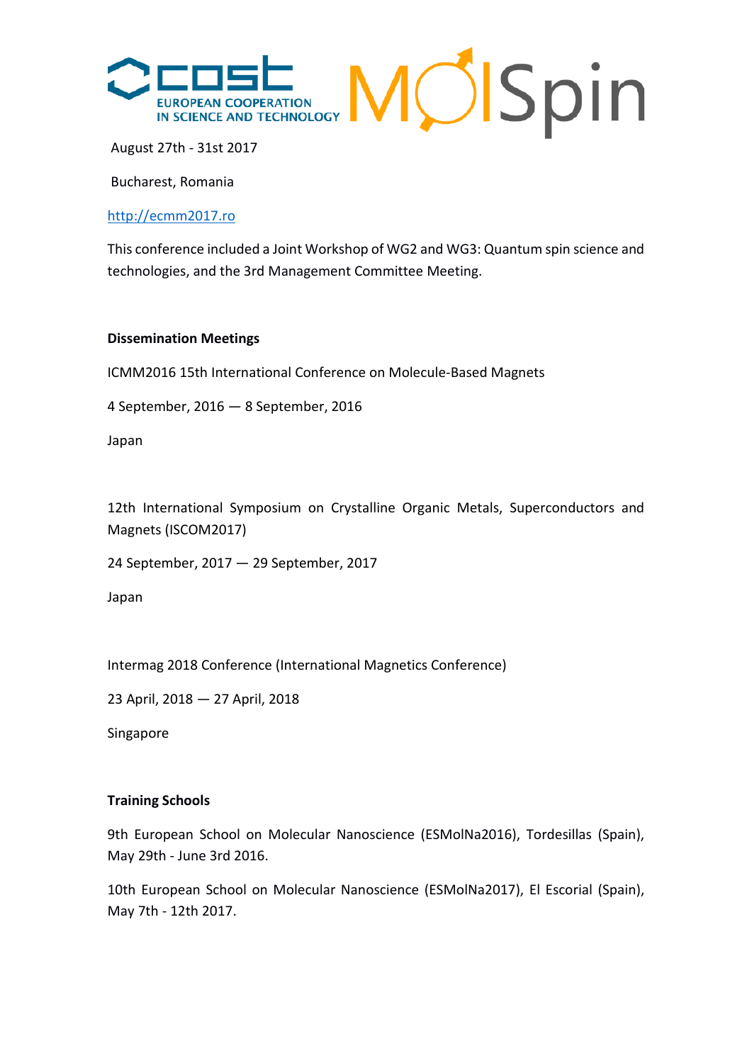August 27th - 31st 2017

Bucharest, Romania

[http://ecmm2017.ro](http://ecmm2017.ro)

This conference included a Joint Workshop of WG2 and WG3: Quantum spin science and technologies, and the 3rd Management Committee Meeting.

**Dissemination Meetings**

ICMM2016 15th International Conference on Molecule-Based Magnets

4 September, 2016 — 8 September, 2016

Japan

12th International Symposium on Crystalline Organic Metals, Superconductors and Magnets (ISCOM2017)

24 September, 2017 — 29 September, 2017

Japan

Intermag 2018 Conference (International Magnetics Conference)

23 April, 2018 — 27 April, 2018

Singapore

**Training Schools**

9th European School on Molecular Nanoscience (ESMolNa2016), Tordesillas (Spain), May 29th - June 3rd 2016.

10th European School on Molecular Nanoscience (ESMolNa2017), El Escorial (Spain), May 7th - 12th 2017.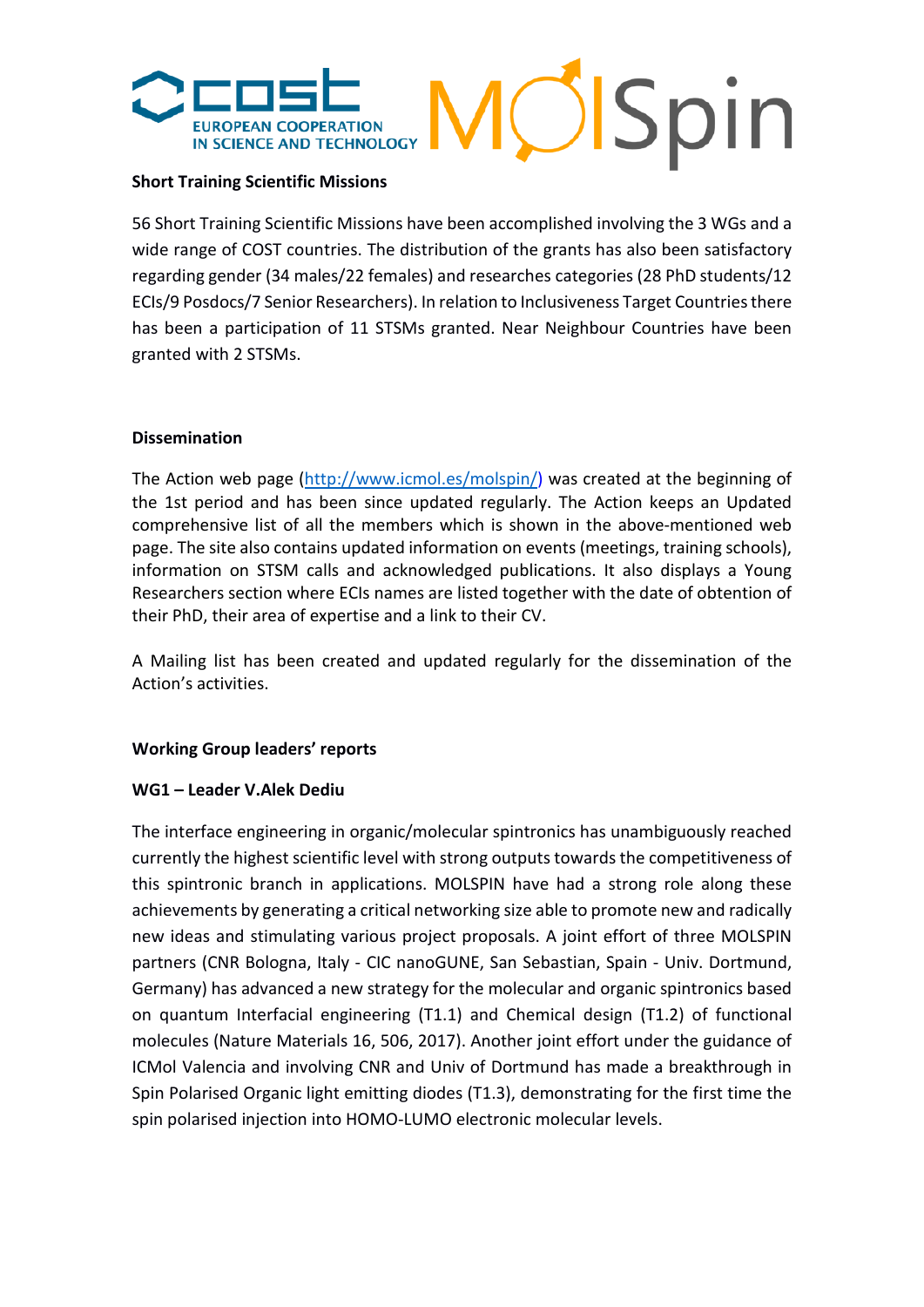**Short Training Scientific Missions**

56 Short Training Scientific Missions have been accomplished involving the 3 WGs and a wide range of COST countries. The distribution of the grants has also been satisfactory regarding gender (34 males/22 females) and researches categories (28 PhD students/12 ECIs/9 Posdocs/7 Senior Researchers). In relation to Inclusiveness Target Countries there has been a participation of 11 STSMs granted. Near Neighbour Countries have been granted with 2 STSMs.

**Dissemination**

The Action web page (http://www.icmol.es/molspin/) was created at the beginning of the 1st period and has been since updated regularly. The Action keeps an Updated comprehensive list of all the members which is shown in the above-mentioned web page. The site also contains updated information on events (meetings, training schools), information on STSM calls and acknowledged publications. It also displays a Young Researchers section where ECIs names are listed together with the date of obtention of their PhD, their area of expertise and a link to their CV.

A Mailing list has been created and updated regularly for the dissemination of the Action's activities.

**Working Group leaders' reports**

**WG1 – Leader V.Alek Dediu**

The interface engineering in organic/molecular spintronics has unambiguously reached currently the highest scientific level with strong outputs towards the competitiveness of this spintronic branch in applications. MOLSPIN have had a strong role along these achievements by generating a critical networking size able to promote new and radically new ideas and stimulating various project proposals. A joint effort of three MOLSPIN partners (CNR Bologna, Italy - CIC nanoGUNE, San Sebastian, Spain - Univ. Dortmund, Germany) has advanced a new strategy for the molecular and organic spintronics based on quantum Interfacial engineering (T1.1) and Chemical design (T1.2) of functional molecules (Nature Materials 16, 506, 2017). Another joint effort under the guidance of ICMol Valencia and involving CNR and Univ of Dortmund has made a breakthrough in Spin Polarised Organic light emitting diodes (T1.3), demonstrating for the first time the spin polarised injection into HOMO-LUMO electronic molecular levels.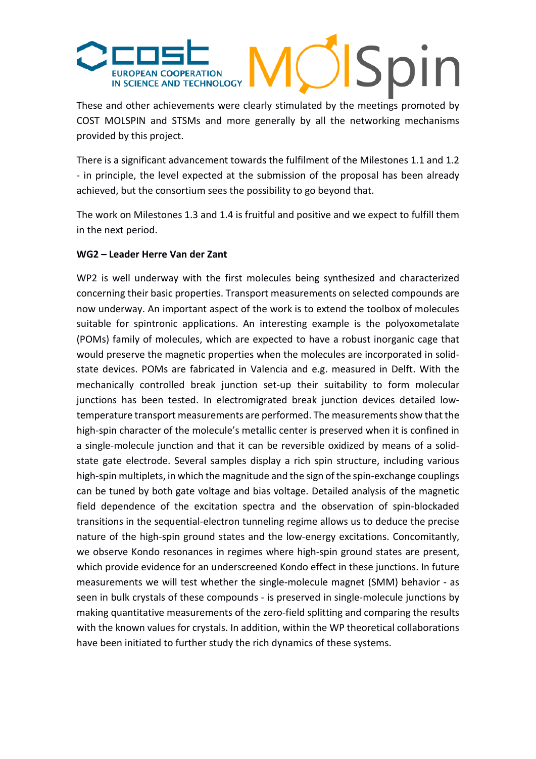These and other achievements were clearly stimulated by the meetings promoted by COST MOLSPIN and STSMs and more generally by all the networking mechanisms provided by this project.

There is a significant advancement towards the fulfilment of the Milestones 1.1 and 1.2 - in principle, the level expected at the submission of the proposal has been already achieved, but the consortium sees the possibility to go beyond that.

The work on Milestones 1.3 and 1.4 is fruitful and positive and we expect to fulfill them in the next period.

**WG2 – Leader Herre Van der Zant**

WP2 is well underway with the first molecules being synthesized and characterized concerning their basic properties. Transport measurements on selected compounds are now underway. An important aspect of the work is to extend the toolbox of molecules suitable for spintronic applications. An interesting example is the polyoxometalate (POMs) family of molecules, which are expected to have a robust inorganic cage that would preserve the magnetic properties when the molecules are incorporated in solid-state devices. POMs are fabricated in Valencia and e.g. measured in Delft. With the mechanically controlled break junction set-up their suitability to form molecular junctions has been tested. In electromigrated break junction devices detailed low-temperature transport measurements are performed. The measurements show that the high-spin character of the molecule's metallic center is preserved when it is confined in a single-molecule junction and that it can be reversible oxidized by means of a solid-state gate electrode. Several samples display a rich spin structure, including various high-spin multiplets, in which the magnitude and the sign of the spin-exchange couplings can be tuned by both gate voltage and bias voltage. Detailed analysis of the magnetic field dependence of the excitation spectra and the observation of spin-blockaded transitions in the sequential-electron tunneling regime allows us to deduce the precise nature of the high-spin ground states and the low-energy excitations. Concomitantly, we observe Kondo resonances in regimes where high-spin ground states are present, which provide evidence for an underscreened Kondo effect in these junctions. In future measurements we will test whether the single-molecule magnet (SMM) behavior - as seen in bulk crystals of these compounds - is preserved in single-molecule junctions by making quantitative measurements of the zero-field splitting and comparing the results with the known values for crystals. In addition, within the WP theoretical collaborations have been initiated to further study the rich dynamics of these systems.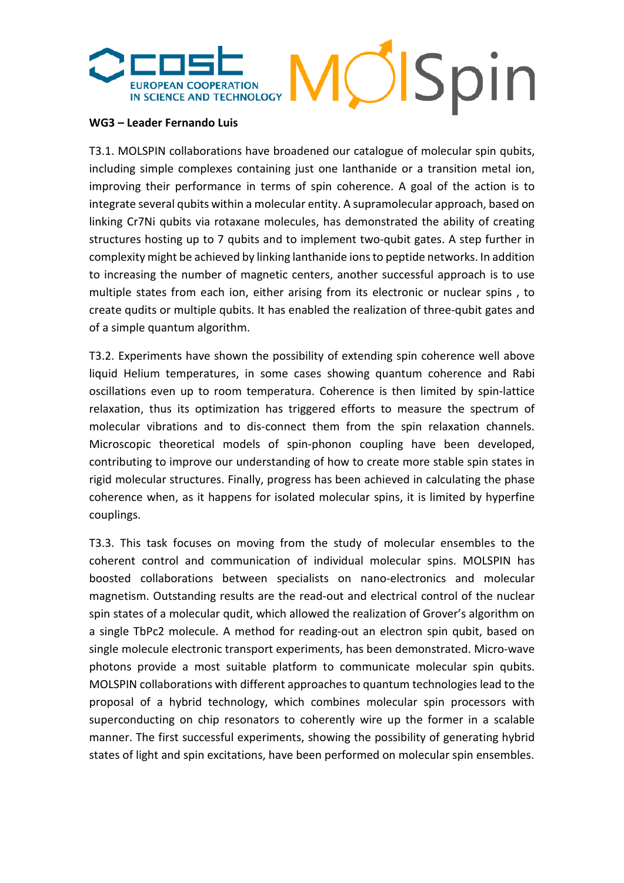**WG3 – Leader Fernando Luis**

T3.1. MOLSPIN collaborations have broadened our catalogue of molecular spin qubits, including simple complexes containing just one lanthanide or a transition metal ion, improving their performance in terms of spin coherence. A goal of the action is to integrate several qubits within a molecular entity. A supramolecular approach, based on linking Cr7Ni qubits via rotaxane molecules, has demonstrated the ability of creating structures hosting up to 7 qubits and to implement two-qubit gates. A step further in complexity might be achieved by linking lanthanide ions to peptide networks. In addition to increasing the number of magnetic centers, another successful approach is to use multiple states from each ion, either arising from its electronic or nuclear spins , to create qudits or multiple qubits. It has enabled the realization of three-qubit gates and of a simple quantum algorithm.

T3.2. Experiments have shown the possibility of extending spin coherence well above liquid Helium temperatures, in some cases showing quantum coherence and Rabi oscillations even up to room temperatura. Coherence is then limited by spin-lattice relaxation, thus its optimization has triggered efforts to measure the spectrum of molecular vibrations and to dis-connect them from the spin relaxation channels. Microscopic theoretical models of spin-phonon coupling have been developed, contributing to improve our understanding of how to create more stable spin states in rigid molecular structures. Finally, progress has been achieved in calculating the phase coherence when, as it happens for isolated molecular spins, it is limited by hyperfine couplings.

T3.3. This task focuses on moving from the study of molecular ensembles to the coherent control and communication of individual molecular spins. MOLSPIN has boosted collaborations between specialists on nano-electronics and molecular magnetism. Outstanding results are the read-out and electrical control of the nuclear spin states of a molecular qudit, which allowed the realization of Grover's algorithm on a single TbPc2 molecule. A method for reading-out an electron spin qubit, based on single molecule electronic transport experiments, has been demonstrated. Micro-wave photons provide a most suitable platform to communicate molecular spin qubits. MOLSPIN collaborations with different approaches to quantum technologies lead to the proposal of a hybrid technology, which combines molecular spin processors with superconducting on chip resonators to coherently wire up the former in a scalable manner. The first successful experiments, showing the possibility of generating hybrid states of light and spin excitations, have been performed on molecular spin ensembles.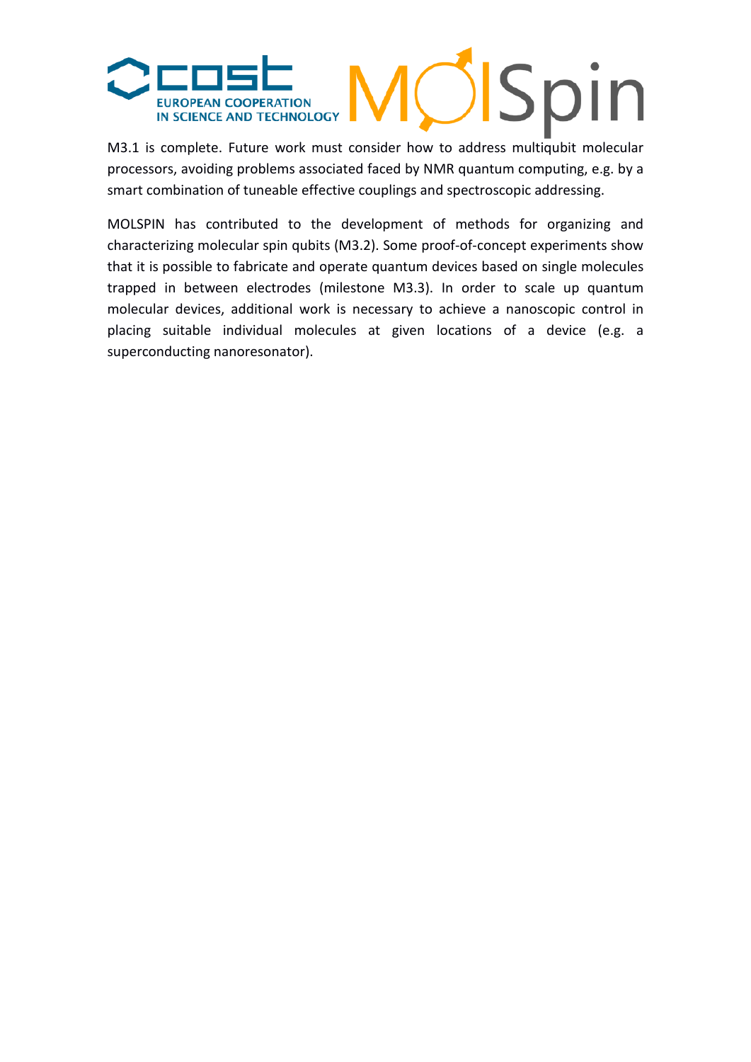M3.1 is complete. Future work must consider how to address multiqubit molecular processors, avoiding problems associated faced by NMR quantum computing, e.g. by a smart combination of tuneable effective couplings and spectroscopic addressing.

MOLSPIN has contributed to the development of methods for organizing and characterizing molecular spin qubits (M3.2). Some proof-of-concept experiments show that it is possible to fabricate and operate quantum devices based on single molecules trapped in between electrodes (milestone M3.3). In order to scale up quantum molecular devices, additional work is necessary to achieve a nanoscopic control in placing suitable individual molecules at given locations of a device (e.g. a superconducting nanoresonator).